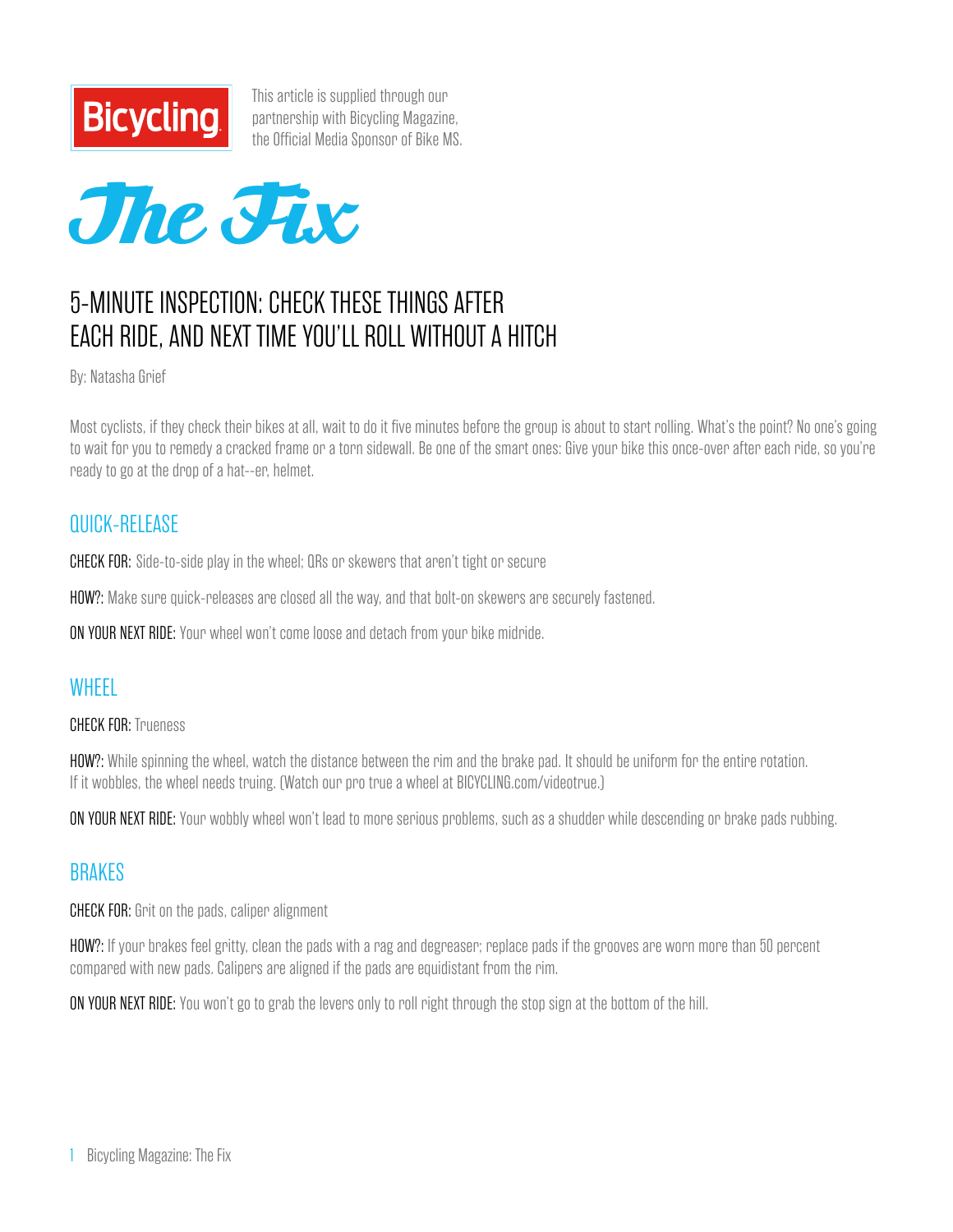Bicycling

This article is supplied through our partnership with Bicycling Magazine, the Official Media Sponsor of Bike MS.

# The Fix

## 5-MINUTE INSPECTION: CHECK THESE THINGS AFTER EACH RIDE, AND NEXT TIME YOU'LL ROLL WITHOUT A HITCH

By: Natasha Grief

Most cyclists, if they check their bikes at all, wait to do it five minutes before the group is about to start rolling. What's the point? No one's going to wait for you to remedy a cracked frame or a torn sidewall. Be one of the smart ones: Give your bike this once-over after each ride, so you're ready to go at the drop of a hat--er, helmet.

### QUICK-RELEASE

**CHECK FOR:** Side-to-side play in the wheel; QRs or skewers that aren't tight or secure

**HOW?:** Make sure quick-releases are closed all the way, and that bolt-on skewers are securely fastened.

**ON YOUR NEXT RIDE:** Your wheel won't come loose and detach from your bike midride.

### WHEEL

**CHECK FOR:** Trueness

**HOW?:** While spinning the wheel, watch the distance between the rim and the brake pad. It should be uniform for the entire rotation. If it wobbles, the wheel needs truing. (Watch our pro true a wheel at BICYCLING.com/videotrue.)

**ON YOUR NEXT RIDE:** Your wobbly wheel won't lead to more serious problems, such as a shudder while descending or brake pads rubbing.

### BRAKES

**CHECK FOR:** Grit on the pads, caliper alignment

**HOW?:** If your brakes feel gritty, clean the pads with a rag and degreaser; replace pads if the grooves are worn more than 50 percent compared with new pads. Calipers are aligned if the pads are equidistant from the rim.

**ON YOUR NEXT RIDE:** You won't go to grab the levers only to roll right through the stop sign at the bottom of the hill.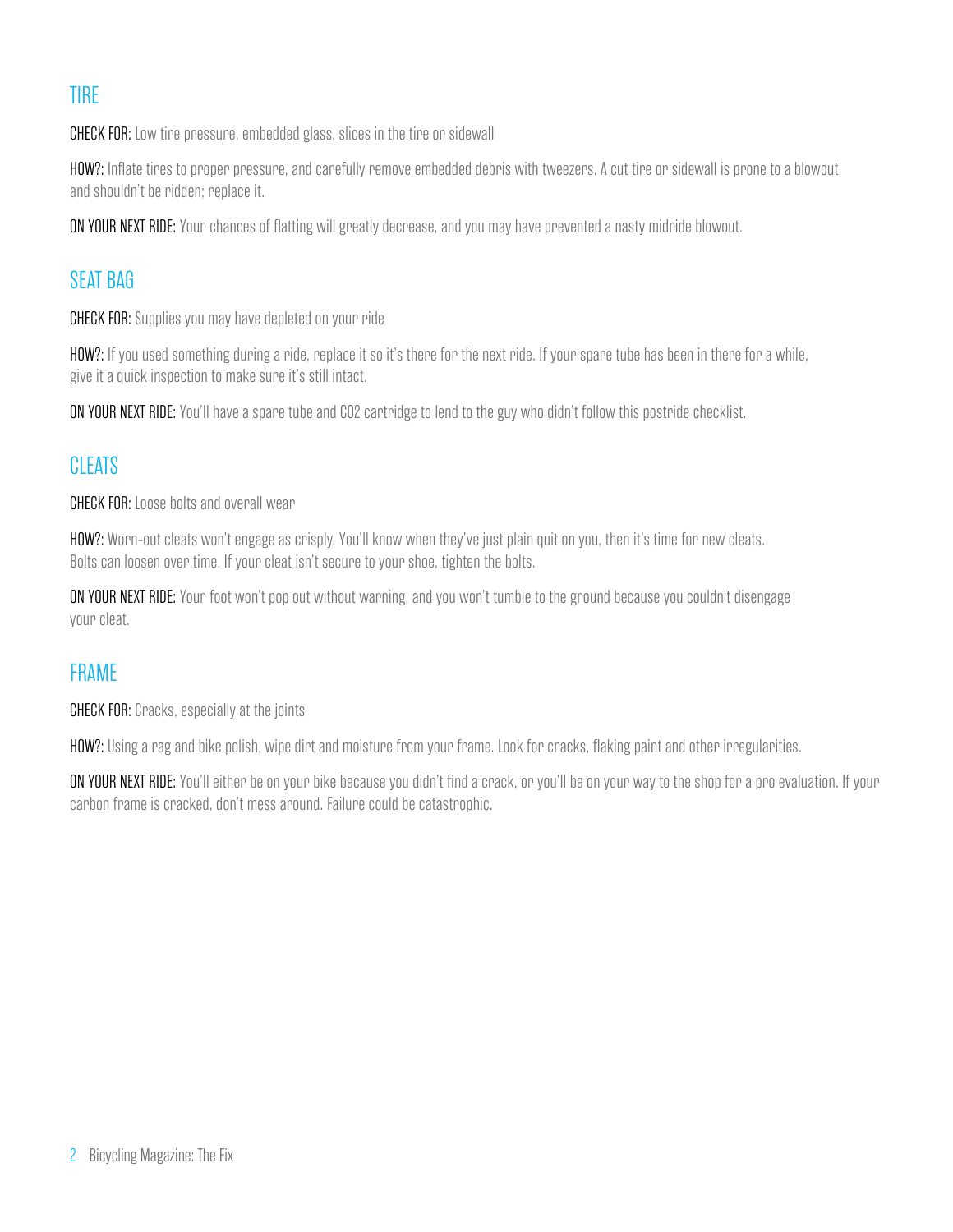## TIRE

**CHECK FOR:** Low tire pressure, embedded glass, slices in the tire or sidewall

**HOW?:** Inflate tires to proper pressure, and carefully remove embedded debris with tweezers. A cut tire or sidewall is prone to a blowout and shouldn't be ridden; replace it.

**ON YOUR NEXT RIDE:** Your chances of flatting will greatly decrease, and you may have prevented a nasty midride blowout.

## SEAT BAG

**CHECK FOR:** Supplies you may have depleted on your ride

**HOW?:** If you used something during a ride, replace it so it's there for the next ride. If your spare tube has been in there for a while, give it a quick inspection to make sure it's still intact.

**ON YOUR NEXT RIDE:** You'll have a spare tube and CO2 cartridge to lend to the guy who didn't follow this postride checklist.

## CLEATS

**CHECK FOR:** Loose bolts and overall wear

**HOW?:** Worn-out cleats won't engage as crisply. You'll know when they've just plain quit on you, then it's time for new cleats. Bolts can loosen over time. If your cleat isn't secure to your shoe, tighten the bolts.

**ON YOUR NEXT RIDE:** Your foot won't pop out without warning, and you won't tumble to the ground because you couldn't disengage your cleat.

## FRAME

**CHECK FOR:** Cracks, especially at the joints

**HOW?:** Using a rag and bike polish, wipe dirt and moisture from your frame. Look for cracks, flaking paint and other irregularities.

**ON YOUR NEXT RIDE:** You'll either be on your bike because you didn't find a crack, or you'll be on your way to the shop for a pro evaluation. If your carbon frame is cracked, don't mess around. Failure could be catastrophic.